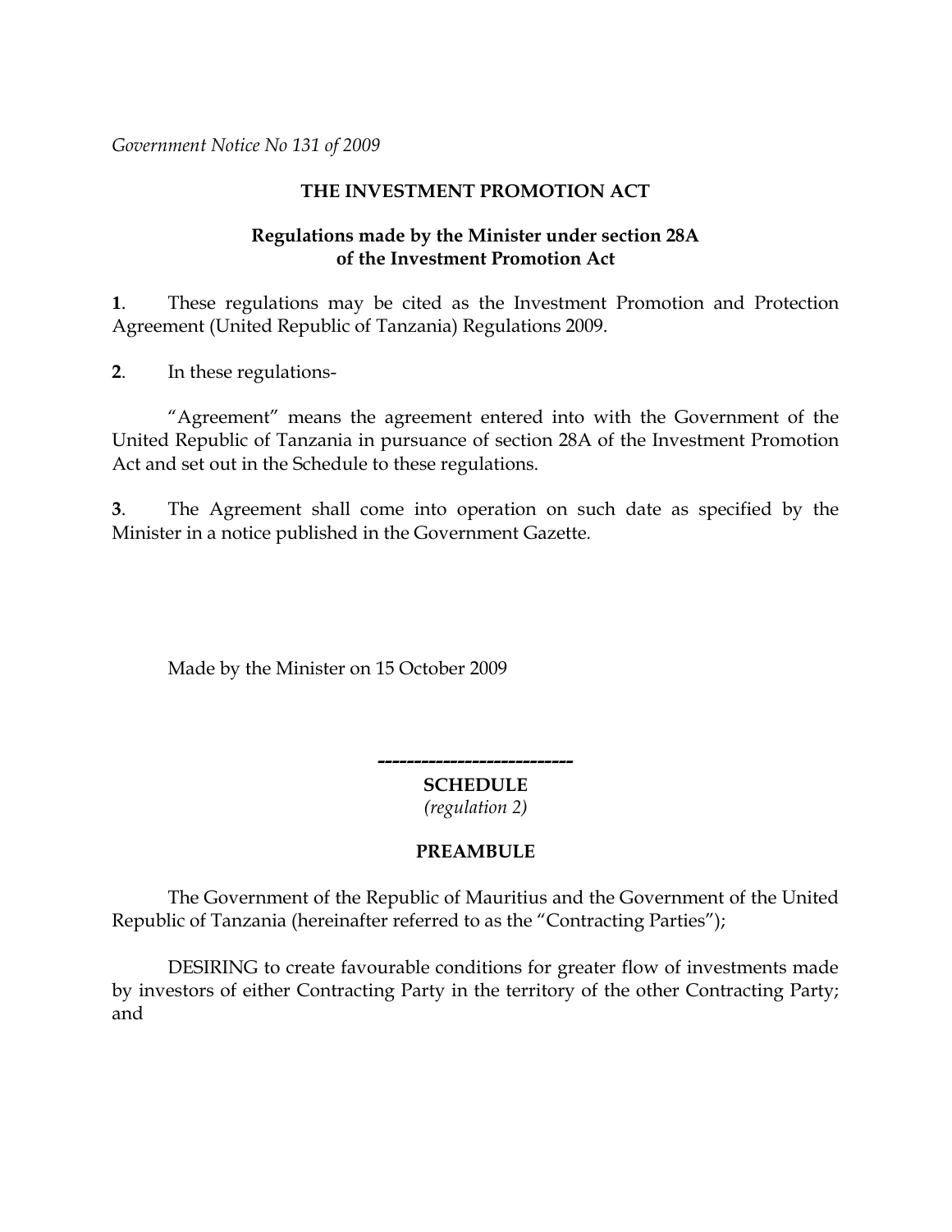*Government Notice No 131 of 2009*

**THE INVESTMENT PROMOTION ACT**

**Regulations made by the Minister under section 28A of the Investment Promotion Act**

**1**. These regulations may be cited as the Investment Promotion and Protection Agreement (United Republic of Tanzania) Regulations 2009.

**2**. In these regulations-

"Agreement" means the agreement entered into with the Government of the United Republic of Tanzania in pursuance of section 28A of the Investment Promotion Act and set out in the Schedule to these regulations.

**3**. The Agreement shall come into operation on such date as specified by the Minister in a notice published in the Government Gazette.

Made by the Minister on 15 October 2009

---

**SCHEDULE**

*(regulation 2)*

**PREAMBULE**

The Government of the Republic of Mauritius and the Government of the United Republic of Tanzania (hereinafter referred to as the "Contracting Parties");

DESIRING to create favourable conditions for greater flow of investments made by investors of either Contracting Party in the territory of the other Contracting Party; and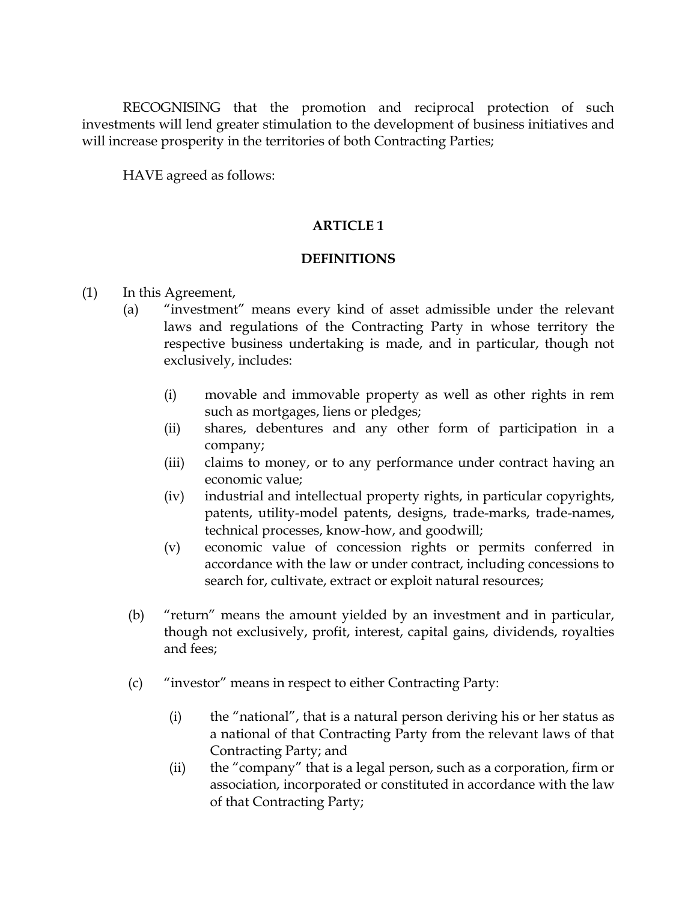RECOGNISING that the promotion and reciprocal protection of such investments will lend greater stimulation to the development of business initiatives and will increase prosperity in the territories of both Contracting Parties;

HAVE agreed as follows:

## ARTICLE 1

## DEFINITIONS

(1) In this Agreement,

- (a) "investment" means every kind of asset admissible under the relevant laws and regulations of the Contracting Party in whose territory the respective business undertaking is made, and in particular, though not exclusively, includes:

  - (i) movable and immovable property as well as other rights in rem such as mortgages, liens or pledges;
  - (ii) shares, debentures and any other form of participation in a company;
  - (iii) claims to money, or to any performance under contract having an economic value;
  - (iv) industrial and intellectual property rights, in particular copyrights, patents, utility-model patents, designs, trade-marks, trade-names, technical processes, know-how, and goodwill;
  - (v) economic value of concession rights or permits conferred in accordance with the law or under contract, including concessions to search for, cultivate, extract or exploit natural resources;

- (b) "return" means the amount yielded by an investment and in particular, though not exclusively, profit, interest, capital gains, dividends, royalties and fees;

- (c) "investor" means in respect to either Contracting Party:

  - (i) the "national", that is a natural person deriving his or her status as a national of that Contracting Party from the relevant laws of that Contracting Party; and
  - (ii) the "company" that is a legal person, such as a corporation, firm or association, incorporated or constituted in accordance with the law of that Contracting Party;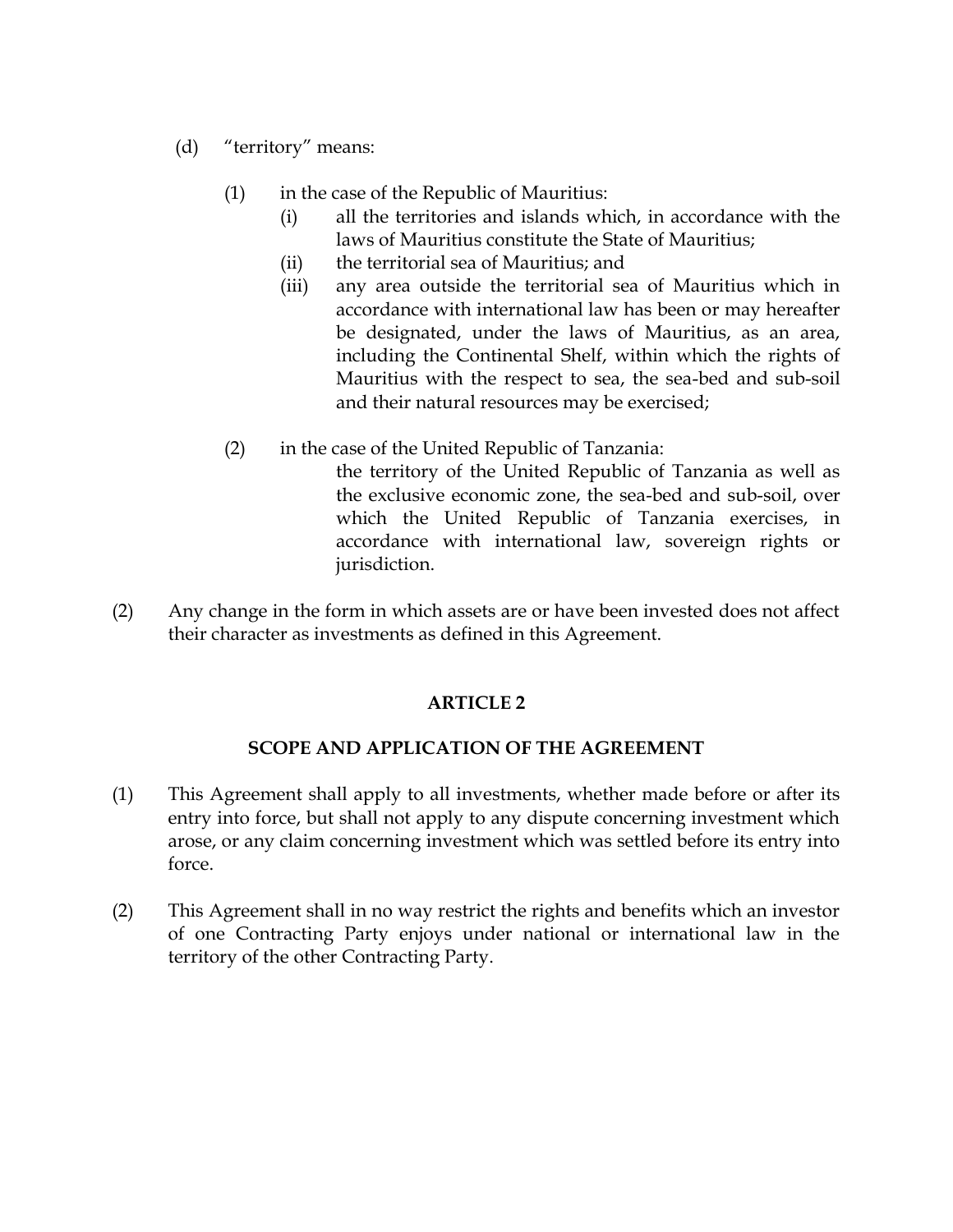(d) "territory" means:

(1) in the case of the Republic of Mauritius:

(i) all the territories and islands which, in accordance with the laws of Mauritius constitute the State of Mauritius;

(ii) the territorial sea of Mauritius; and

(iii) any area outside the territorial sea of Mauritius which in accordance with international law has been or may hereafter be designated, under the laws of Mauritius, as an area, including the Continental Shelf, within which the rights of Mauritius with the respect to sea, the sea-bed and sub-soil and their natural resources may be exercised;

(2) in the case of the United Republic of Tanzania:

the territory of the United Republic of Tanzania as well as the exclusive economic zone, the sea-bed and sub-soil, over which the United Republic of Tanzania exercises, in accordance with international law, sovereign rights or jurisdiction.

(2) Any change in the form in which assets are or have been invested does not affect their character as investments as defined in this Agreement.

## ARTICLE 2

## SCOPE AND APPLICATION OF THE AGREEMENT

(1) This Agreement shall apply to all investments, whether made before or after its entry into force, but shall not apply to any dispute concerning investment which arose, or any claim concerning investment which was settled before its entry into force.

(2) This Agreement shall in no way restrict the rights and benefits which an investor of one Contracting Party enjoys under national or international law in the territory of the other Contracting Party.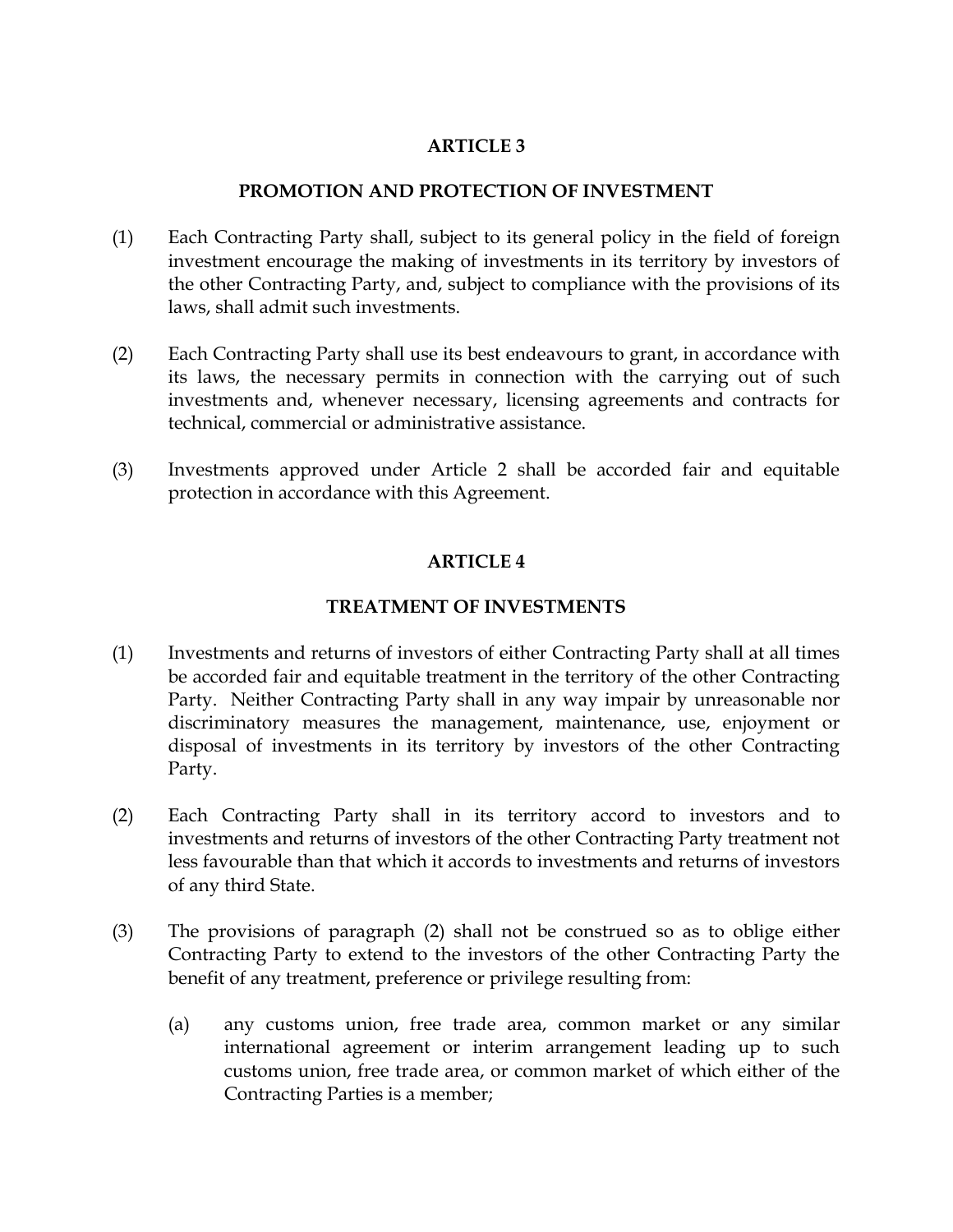## ARTICLE 3

## PROMOTION AND PROTECTION OF INVESTMENT

(1) Each Contracting Party shall, subject to its general policy in the field of foreign investment encourage the making of investments in its territory by investors of the other Contracting Party, and, subject to compliance with the provisions of its laws, shall admit such investments.

(2) Each Contracting Party shall use its best endeavours to grant, in accordance with its laws, the necessary permits in connection with the carrying out of such investments and, whenever necessary, licensing agreements and contracts for technical, commercial or administrative assistance.

(3) Investments approved under Article 2 shall be accorded fair and equitable protection in accordance with this Agreement.

## ARTICLE 4

## TREATMENT OF INVESTMENTS

(1) Investments and returns of investors of either Contracting Party shall at all times be accorded fair and equitable treatment in the territory of the other Contracting Party. Neither Contracting Party shall in any way impair by unreasonable nor discriminatory measures the management, maintenance, use, enjoyment or disposal of investments in its territory by investors of the other Contracting Party.

(2) Each Contracting Party shall in its territory accord to investors and to investments and returns of investors of the other Contracting Party treatment not less favourable than that which it accords to investments and returns of investors of any third State.

(3) The provisions of paragraph (2) shall not be construed so as to oblige either Contracting Party to extend to the investors of the other Contracting Party the benefit of any treatment, preference or privilege resulting from:

(a) any customs union, free trade area, common market or any similar international agreement or interim arrangement leading up to such customs union, free trade area, or common market of which either of the Contracting Parties is a member;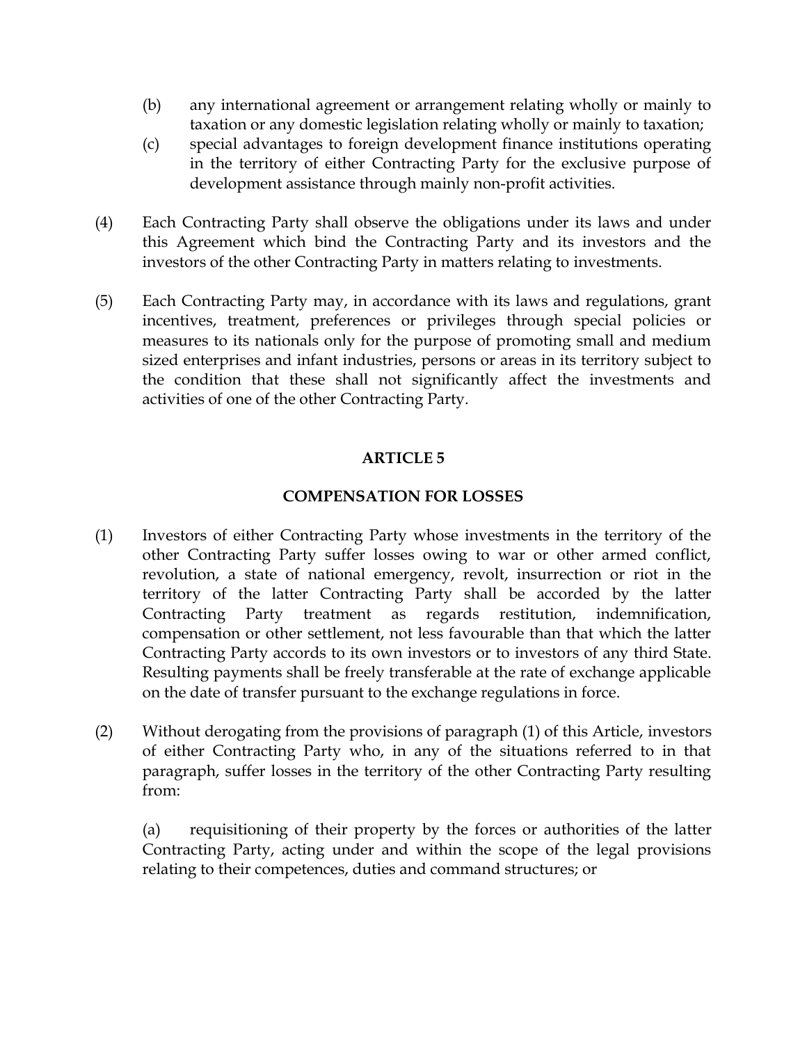(b) any international agreement or arrangement relating wholly or mainly to taxation or any domestic legislation relating wholly or mainly to taxation;

(c) special advantages to foreign development finance institutions operating in the territory of either Contracting Party for the exclusive purpose of development assistance through mainly non-profit activities.

(4) Each Contracting Party shall observe the obligations under its laws and under this Agreement which bind the Contracting Party and its investors and the investors of the other Contracting Party in matters relating to investments.

(5) Each Contracting Party may, in accordance with its laws and regulations, grant incentives, treatment, preferences or privileges through special policies or measures to its nationals only for the purpose of promoting small and medium sized enterprises and infant industries, persons or areas in its territory subject to the condition that these shall not significantly affect the investments and activities of one of the other Contracting Party.

## ARTICLE 5

## COMPENSATION FOR LOSSES

(1) Investors of either Contracting Party whose investments in the territory of the other Contracting Party suffer losses owing to war or other armed conflict, revolution, a state of national emergency, revolt, insurrection or riot in the territory of the latter Contracting Party shall be accorded by the latter Contracting Party treatment as regards restitution, indemnification, compensation or other settlement, not less favourable than that which the latter Contracting Party accords to its own investors or to investors of any third State. Resulting payments shall be freely transferable at the rate of exchange applicable on the date of transfer pursuant to the exchange regulations in force.

(2) Without derogating from the provisions of paragraph (1) of this Article, investors of either Contracting Party who, in any of the situations referred to in that paragraph, suffer losses in the territory of the other Contracting Party resulting from:

(a) requisitioning of their property by the forces or authorities of the latter Contracting Party, acting under and within the scope of the legal provisions relating to their competences, duties and command structures; or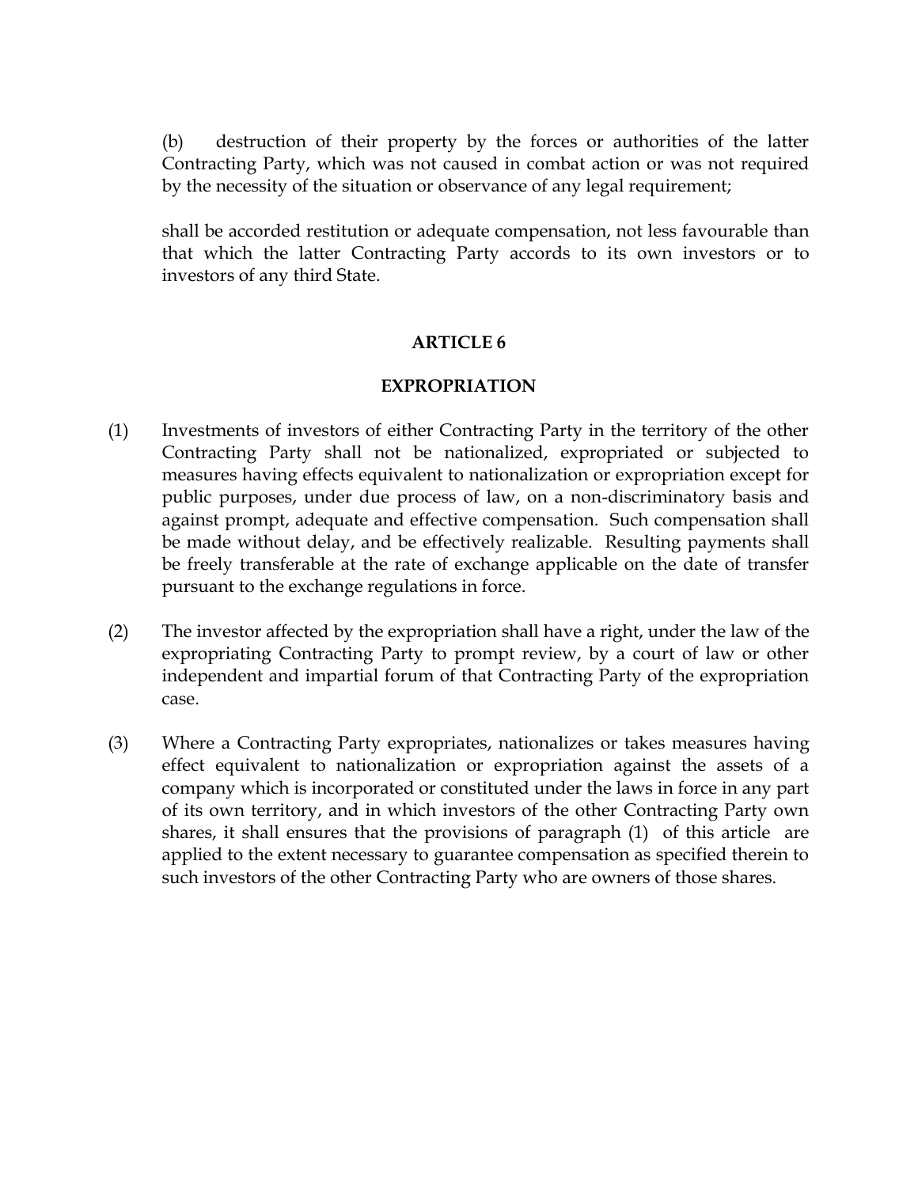(b) destruction of their property by the forces or authorities of the latter Contracting Party, which was not caused in combat action or was not required by the necessity of the situation or observance of any legal requirement;

shall be accorded restitution or adequate compensation, not less favourable than that which the latter Contracting Party accords to its own investors or to investors of any third State.

## ARTICLE 6

## EXPROPRIATION

(1) Investments of investors of either Contracting Party in the territory of the other Contracting Party shall not be nationalized, expropriated or subjected to measures having effects equivalent to nationalization or expropriation except for public purposes, under due process of law, on a non-discriminatory basis and against prompt, adequate and effective compensation. Such compensation shall be made without delay, and be effectively realizable. Resulting payments shall be freely transferable at the rate of exchange applicable on the date of transfer pursuant to the exchange regulations in force.

(2) The investor affected by the expropriation shall have a right, under the law of the expropriating Contracting Party to prompt review, by a court of law or other independent and impartial forum of that Contracting Party of the expropriation case.

(3) Where a Contracting Party expropriates, nationalizes or takes measures having effect equivalent to nationalization or expropriation against the assets of a company which is incorporated or constituted under the laws in force in any part of its own territory, and in which investors of the other Contracting Party own shares, it shall ensures that the provisions of paragraph (1) of this article are applied to the extent necessary to guarantee compensation as specified therein to such investors of the other Contracting Party who are owners of those shares.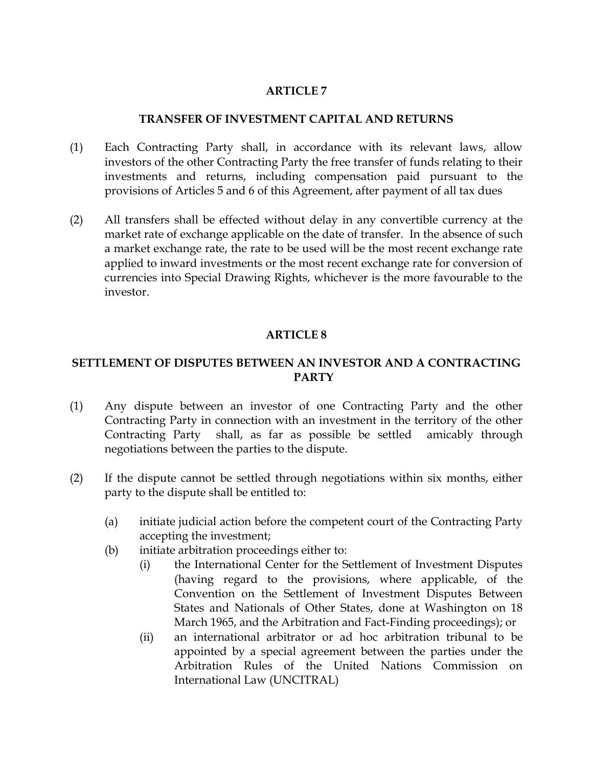## ARTICLE 7

## TRANSFER OF INVESTMENT CAPITAL AND RETURNS

(1) Each Contracting Party shall, in accordance with its relevant laws, allow investors of the other Contracting Party the free transfer of funds relating to their investments and returns, including compensation paid pursuant to the provisions of Articles 5 and 6 of this Agreement, after payment of all tax dues

(2) All transfers shall be effected without delay in any convertible currency at the market rate of exchange applicable on the date of transfer. In the absence of such a market exchange rate, the rate to be used will be the most recent exchange rate applied to inward investments or the most recent exchange rate for conversion of currencies into Special Drawing Rights, whichever is the more favourable to the investor.

## ARTICLE 8

## SETTLEMENT OF DISPUTES BETWEEN AN INVESTOR AND A CONTRACTING PARTY

(1) Any dispute between an investor of one Contracting Party and the other Contracting Party in connection with an investment in the territory of the other Contracting Party shall, as far as possible be settled amicably through negotiations between the parties to the dispute.

(2) If the dispute cannot be settled through negotiations within six months, either party to the dispute shall be entitled to:

  (a) initiate judicial action before the competent court of the Contracting Party accepting the investment;

  (b) initiate arbitration proceedings either to:

    (i) the International Center for the Settlement of Investment Disputes (having regard to the provisions, where applicable, of the Convention on the Settlement of Investment Disputes Between States and Nationals of Other States, done at Washington on 18 March 1965, and the Arbitration and Fact-Finding proceedings); or

    (ii) an international arbitrator or ad hoc arbitration tribunal to be appointed by a special agreement between the parties under the Arbitration Rules of the United Nations Commission on International Law (UNCITRAL)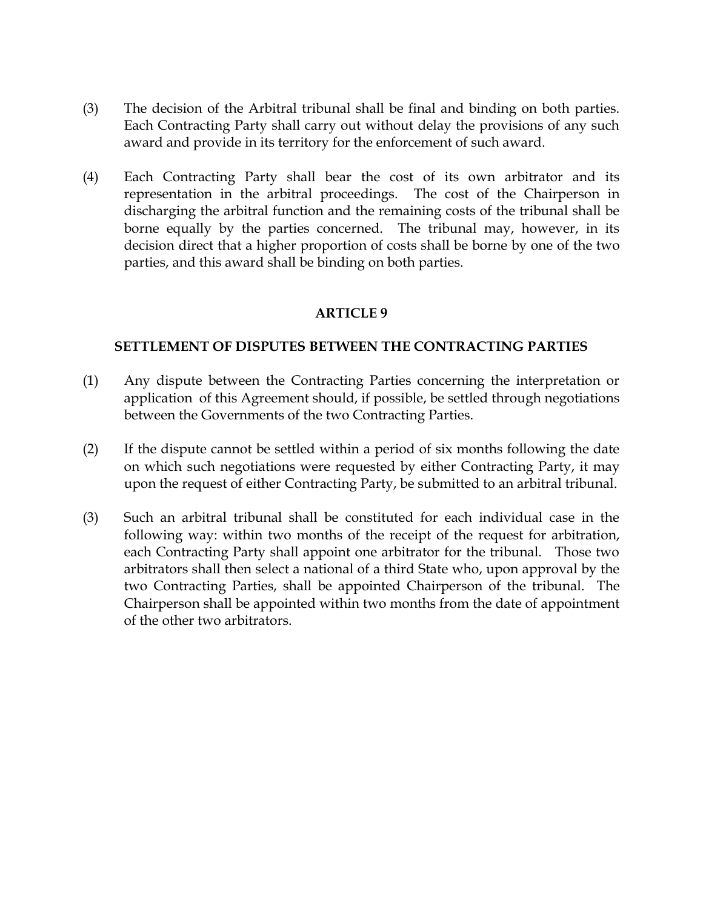(3) The decision of the Arbitral tribunal shall be final and binding on both parties. Each Contracting Party shall carry out without delay the provisions of any such award and provide in its territory for the enforcement of such award.

(4) Each Contracting Party shall bear the cost of its own arbitrator and its representation in the arbitral proceedings. The cost of the Chairperson in discharging the arbitral function and the remaining costs of the tribunal shall be borne equally by the parties concerned. The tribunal may, however, in its decision direct that a higher proportion of costs shall be borne by one of the two parties, and this award shall be binding on both parties.

## ARTICLE 9

### SETTLEMENT OF DISPUTES BETWEEN THE CONTRACTING PARTIES

(1) Any dispute between the Contracting Parties concerning the interpretation or application of this Agreement should, if possible, be settled through negotiations between the Governments of the two Contracting Parties.

(2) If the dispute cannot be settled within a period of six months following the date on which such negotiations were requested by either Contracting Party, it may upon the request of either Contracting Party, be submitted to an arbitral tribunal.

(3) Such an arbitral tribunal shall be constituted for each individual case in the following way: within two months of the receipt of the request for arbitration, each Contracting Party shall appoint one arbitrator for the tribunal. Those two arbitrators shall then select a national of a third State who, upon approval by the two Contracting Parties, shall be appointed Chairperson of the tribunal. The Chairperson shall be appointed within two months from the date of appointment of the other two arbitrators.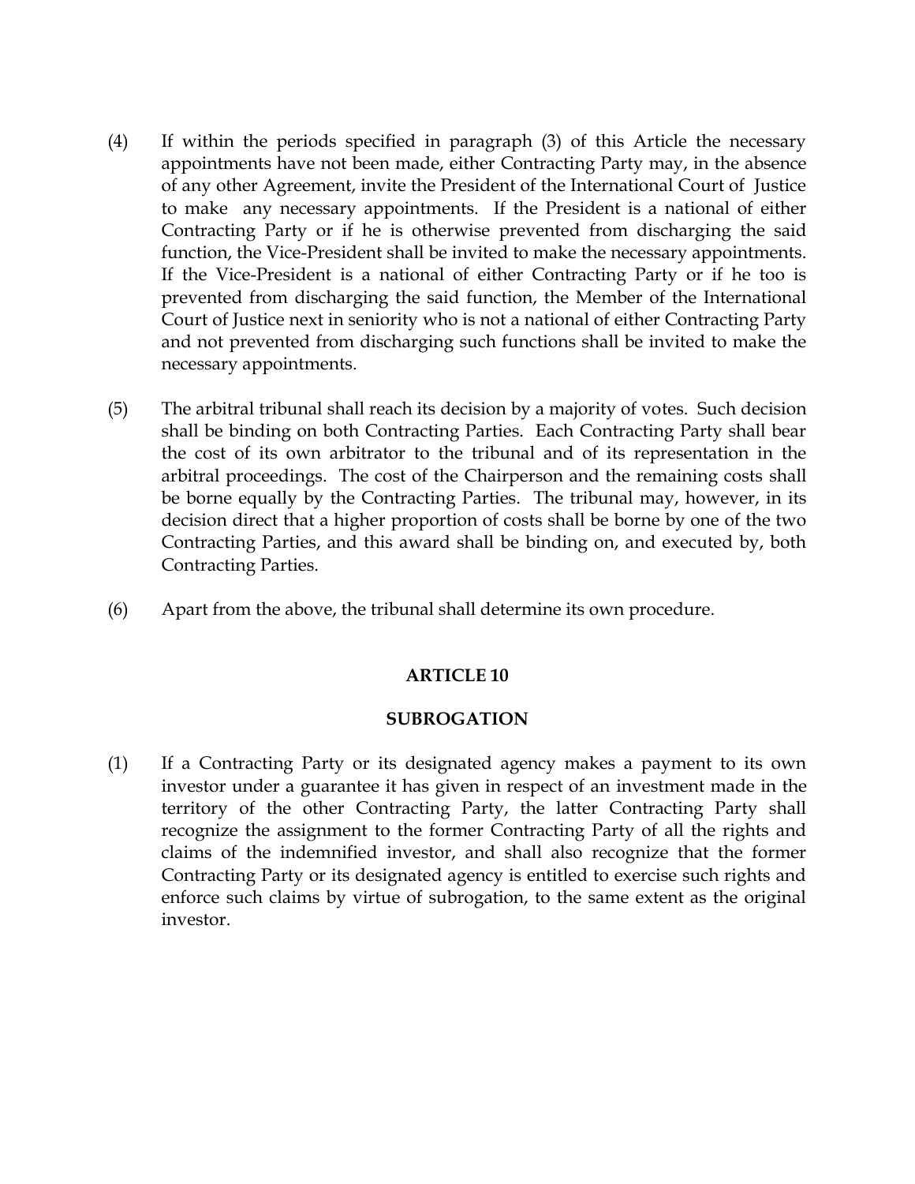(4) If within the periods specified in paragraph (3) of this Article the necessary appointments have not been made, either Contracting Party may, in the absence of any other Agreement, invite the President of the International Court of Justice to make any necessary appointments. If the President is a national of either Contracting Party or if he is otherwise prevented from discharging the said function, the Vice-President shall be invited to make the necessary appointments. If the Vice-President is a national of either Contracting Party or if he too is prevented from discharging the said function, the Member of the International Court of Justice next in seniority who is not a national of either Contracting Party and not prevented from discharging such functions shall be invited to make the necessary appointments.

(5) The arbitral tribunal shall reach its decision by a majority of votes. Such decision shall be binding on both Contracting Parties. Each Contracting Party shall bear the cost of its own arbitrator to the tribunal and of its representation in the arbitral proceedings. The cost of the Chairperson and the remaining costs shall be borne equally by the Contracting Parties. The tribunal may, however, in its decision direct that a higher proportion of costs shall be borne by one of the two Contracting Parties, and this award shall be binding on, and executed by, both Contracting Parties.

(6) Apart from the above, the tribunal shall determine its own procedure.

## ARTICLE 10

## SUBROGATION

(1) If a Contracting Party or its designated agency makes a payment to its own investor under a guarantee it has given in respect of an investment made in the territory of the other Contracting Party, the latter Contracting Party shall recognize the assignment to the former Contracting Party of all the rights and claims of the indemnified investor, and shall also recognize that the former Contracting Party or its designated agency is entitled to exercise such rights and enforce such claims by virtue of subrogation, to the same extent as the original investor.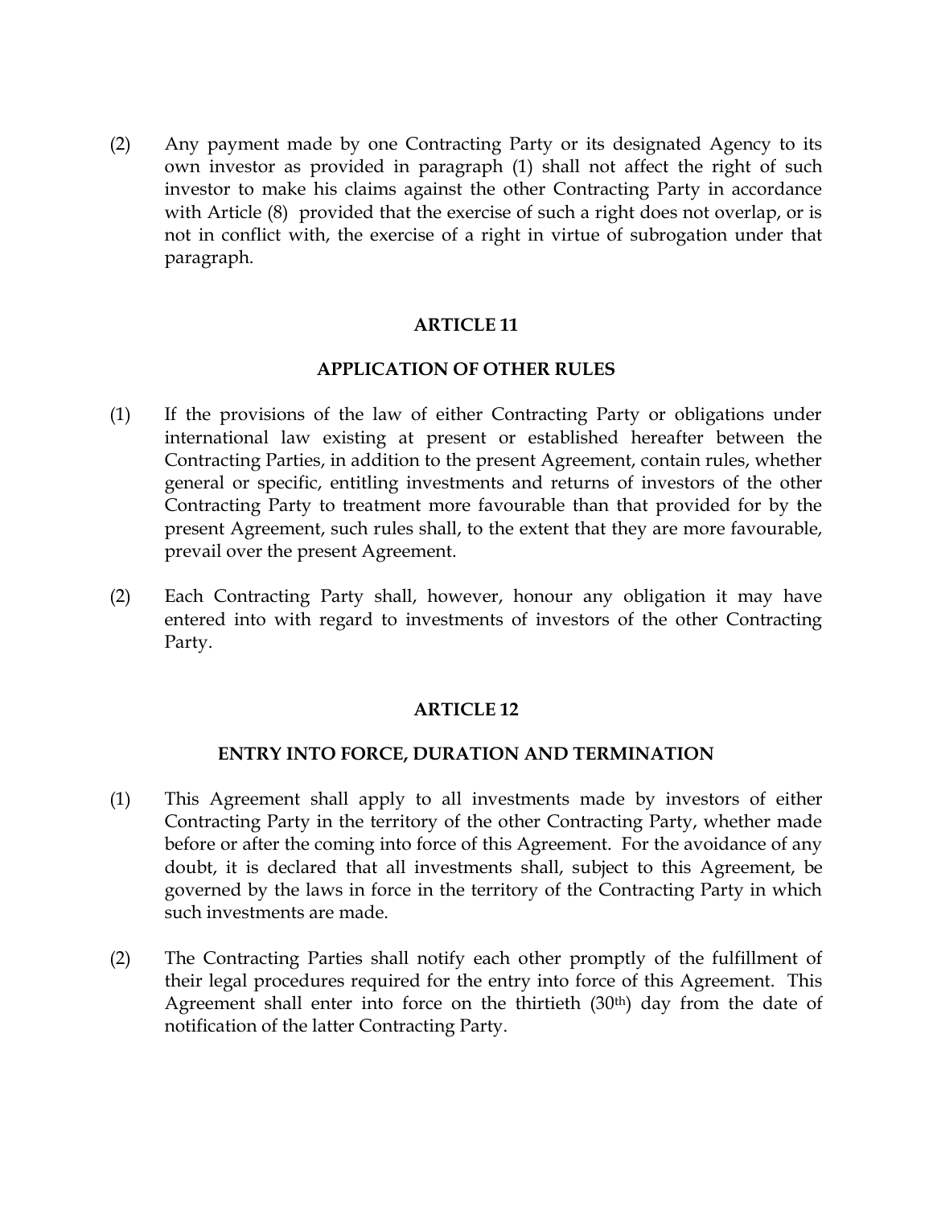(2) Any payment made by one Contracting Party or its designated Agency to its own investor as provided in paragraph (1) shall not affect the right of such investor to make his claims against the other Contracting Party in accordance with Article (8) provided that the exercise of such a right does not overlap, or is not in conflict with, the exercise of a right in virtue of subrogation under that paragraph.

## ARTICLE 11

## APPLICATION OF OTHER RULES

(1) If the provisions of the law of either Contracting Party or obligations under international law existing at present or established hereafter between the Contracting Parties, in addition to the present Agreement, contain rules, whether general or specific, entitling investments and returns of investors of the other Contracting Party to treatment more favourable than that provided for by the present Agreement, such rules shall, to the extent that they are more favourable, prevail over the present Agreement.

(2) Each Contracting Party shall, however, honour any obligation it may have entered into with regard to investments of investors of the other Contracting Party.

## ARTICLE 12

## ENTRY INTO FORCE, DURATION AND TERMINATION

(1) This Agreement shall apply to all investments made by investors of either Contracting Party in the territory of the other Contracting Party, whether made before or after the coming into force of this Agreement. For the avoidance of any doubt, it is declared that all investments shall, subject to this Agreement, be governed by the laws in force in the territory of the Contracting Party in which such investments are made.

(2) The Contracting Parties shall notify each other promptly of the fulfillment of their legal procedures required for the entry into force of this Agreement. This Agreement shall enter into force on the thirtieth (30th) day from the date of notification of the latter Contracting Party.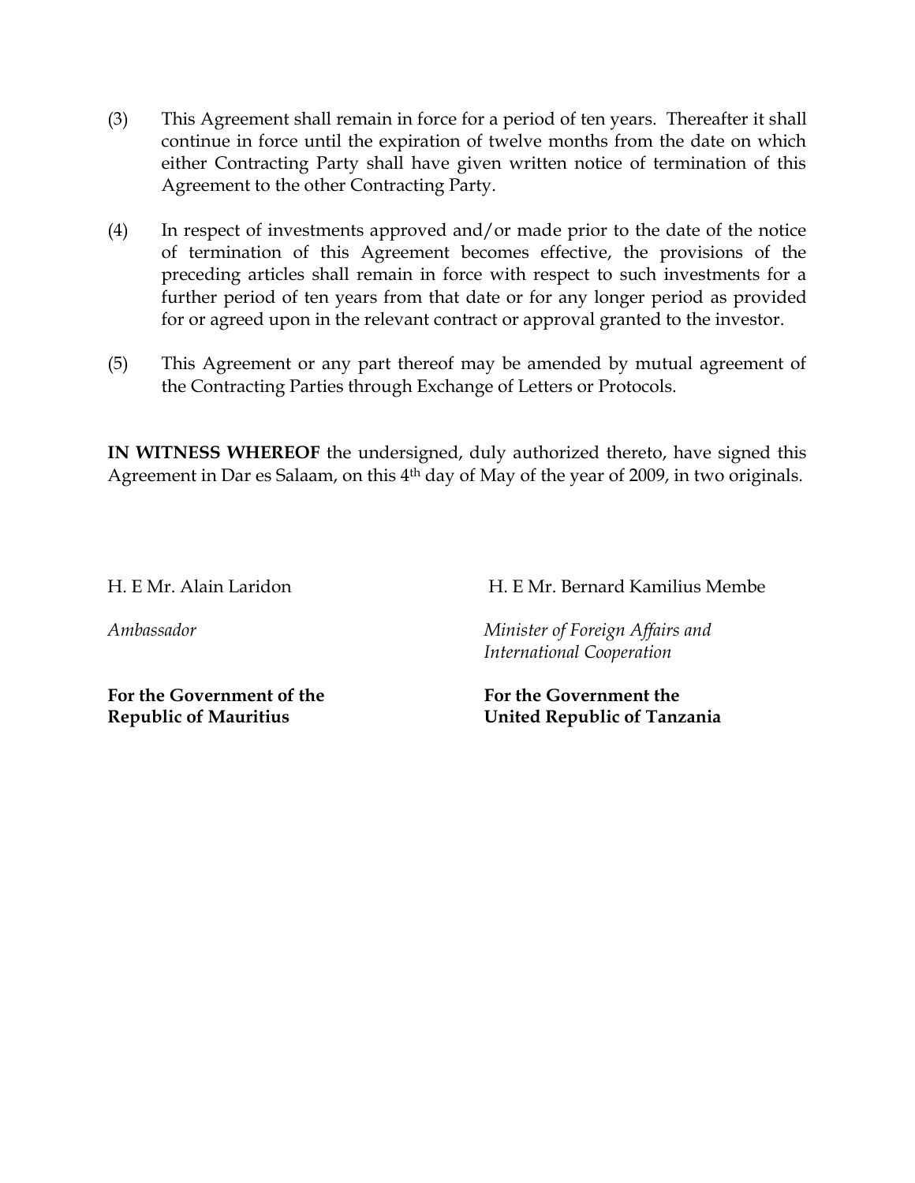(3) This Agreement shall remain in force for a period of ten years. Thereafter it shall continue in force until the expiration of twelve months from the date on which either Contracting Party shall have given written notice of termination of this Agreement to the other Contracting Party.

(4) In respect of investments approved and/or made prior to the date of the notice of termination of this Agreement becomes effective, the provisions of the preceding articles shall remain in force with respect to such investments for a further period of ten years from that date or for any longer period as provided for or agreed upon in the relevant contract or approval granted to the investor.

(5) This Agreement or any part thereof may be amended by mutual agreement of the Contracting Parties through Exchange of Letters or Protocols.

**IN WITNESS WHEREOF** the undersigned, duly authorized thereto, have signed this Agreement in Dar es Salaam, on this 4th day of May of the year of 2009, in two originals.

H. E Mr. Alain Laridon

*Ambassador*

**For the Government of the Republic of Mauritius**

H. E Mr. Bernard Kamilius Membe

*Minister of Foreign Affairs and International Cooperation*

**For the Government the United Republic of Tanzania**